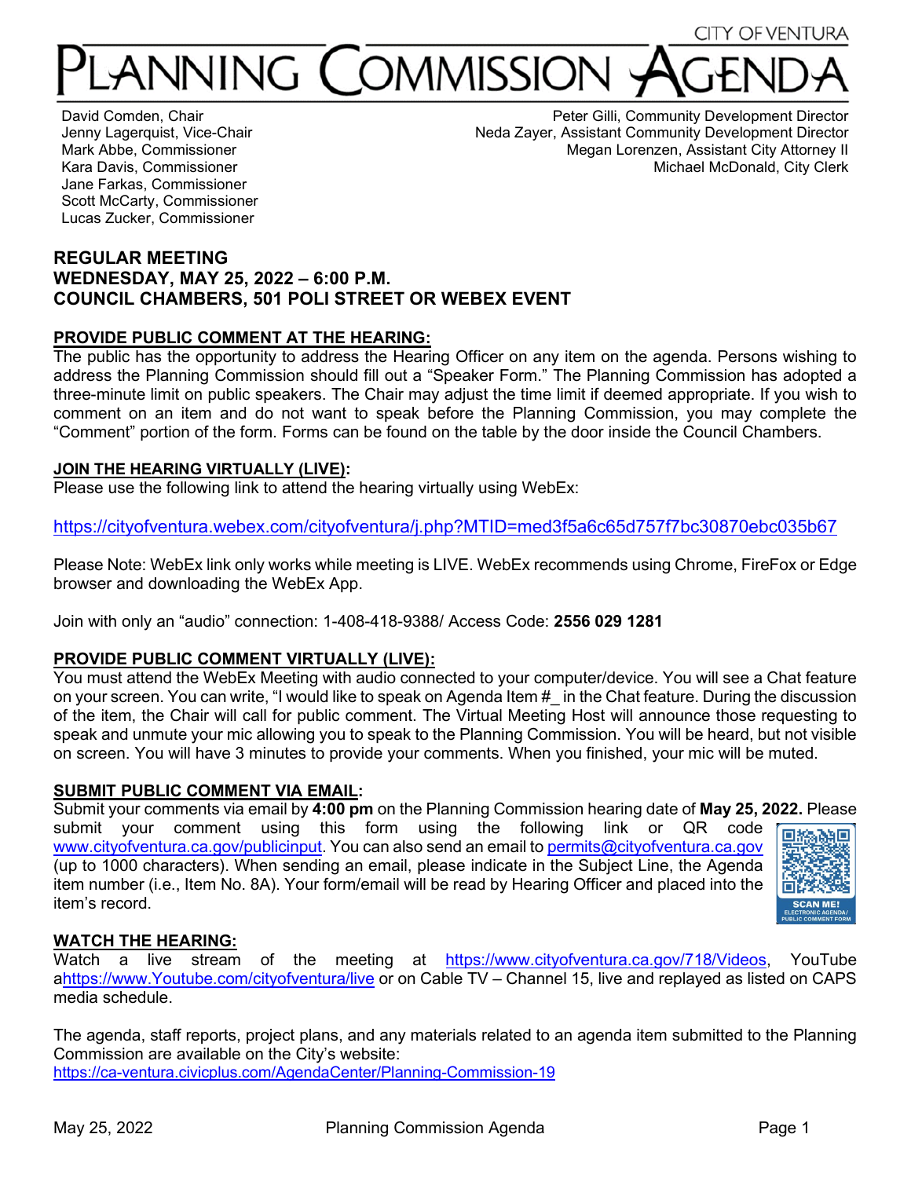CITY OF VENTURA

# PLANNING COMMISSION AGENDA

David Comden, Chair
Jenny Lagerquist, Vice-Chair
Mark Abbe, Commissioner
Kara Davis, Commissioner
Jane Farkas, Commissioner
Scott McCarty, Commissioner
Lucas Zucker, Commissioner

Peter Gilli, Community Development Director
Neda Zayer, Assistant Community Development Director
Megan Lorenzen, Assistant City Attorney II
Michael McDonald, City Clerk

## REGULAR MEETING
## WEDNESDAY, MAY 25, 2022 – 6:00 P.M.
## COUNCIL CHAMBERS, 501 POLI STREET OR WEBEX EVENT

**PROVIDE PUBLIC COMMENT AT THE HEARING:**

The public has the opportunity to address the Hearing Officer on any item on the agenda. Persons wishing to address the Planning Commission should fill out a "Speaker Form." The Planning Commission has adopted a three-minute limit on public speakers. The Chair may adjust the time limit if deemed appropriate. If you wish to comment on an item and do not want to speak before the Planning Commission, you may complete the "Comment" portion of the form. Forms can be found on the table by the door inside the Council Chambers.

**JOIN THE HEARING VIRTUALLY (LIVE):**

Please use the following link to attend the hearing virtually using WebEx:

https://cityofventura.webex.com/cityofventura/j.php?MTID=med3f5a6c65d757f7bc30870ebc035b67

Please Note: WebEx link only works while meeting is LIVE. WebEx recommends using Chrome, FireFox or Edge browser and downloading the WebEx App.

Join with only an "audio" connection: 1-408-418-9388/ Access Code: **2556 029 1281**

**PROVIDE PUBLIC COMMENT VIRTUALLY (LIVE):**

You must attend the WebEx Meeting with audio connected to your computer/device. You will see a Chat feature on your screen. You can write, "I would like to speak on Agenda Item #_ in the Chat feature. During the discussion of the item, the Chair will call for public comment. The Virtual Meeting Host will announce those requesting to speak and unmute your mic allowing you to speak to the Planning Commission. You will be heard, but not visible on screen. You will have 3 minutes to provide your comments. When you finished, your mic will be muted.

**SUBMIT PUBLIC COMMENT VIA EMAIL:**

Submit your comments via email by **4:00 pm** on the Planning Commission hearing date of **May 25, 2022.** Please submit your comment using this form using the following link or QR code www.cityofventura.ca.gov/publicinput. You can also send an email to permits@cityofventura.ca.gov (up to 1000 characters). When sending an email, please indicate in the Subject Line, the Agenda item number (i.e., Item No. 8A). Your form/email will be read by Hearing Officer and placed into the item's record.

SCAN ME! ELECTRONIC AGENDA/ PUBLIC COMMENT FORM

**WATCH THE HEARING:**

Watch a live stream of the meeting at https://www.cityofventura.ca.gov/718/Videos, YouTube ahttps://www.Youtube.com/cityofventura/live or on Cable TV – Channel 15, live and replayed as listed on CAPS media schedule.

The agenda, staff reports, project plans, and any materials related to an agenda item submitted to the Planning Commission are available on the City's website:
https://ca-ventura.civicplus.com/AgendaCenter/Planning-Commission-19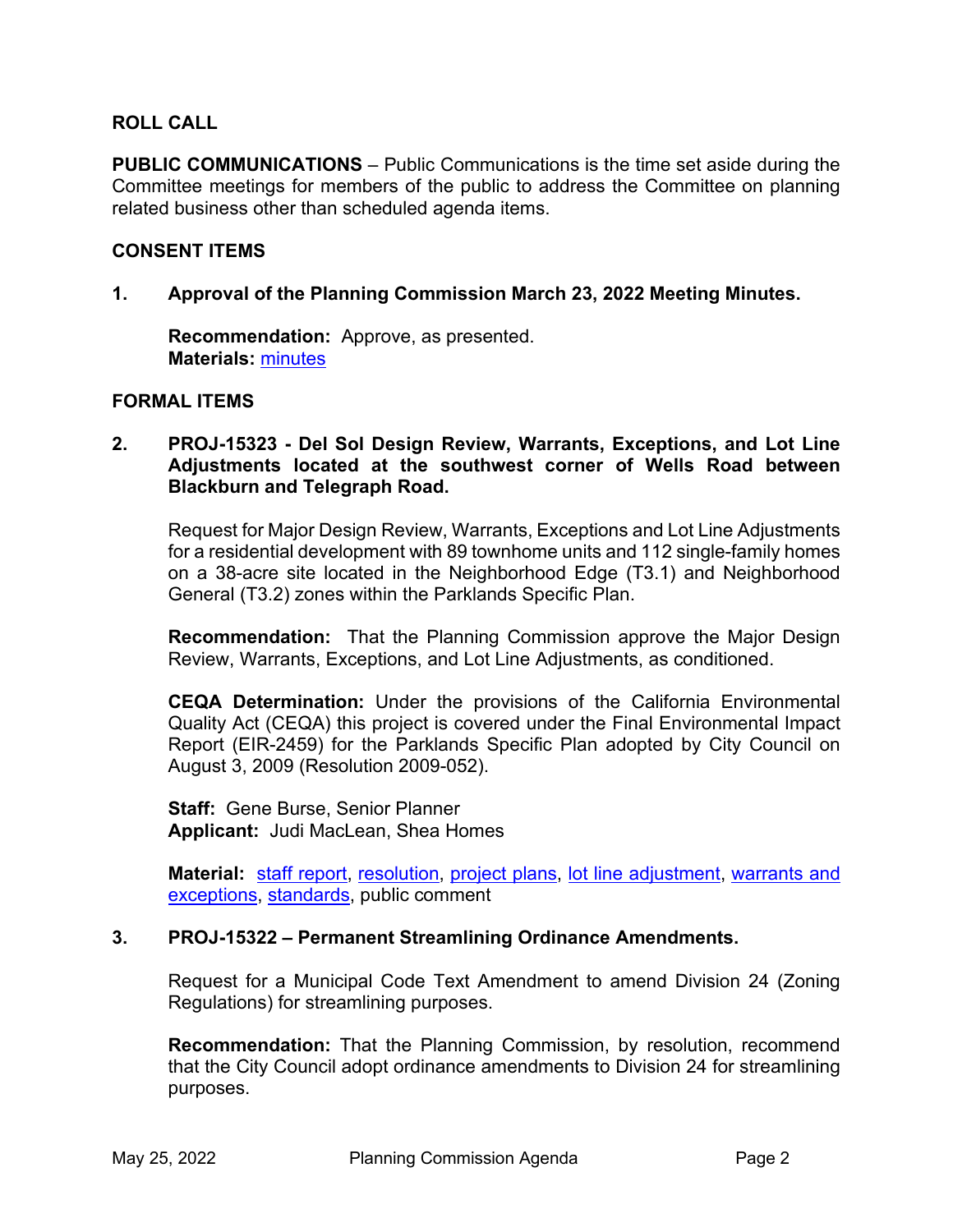**ROLL CALL**

**PUBLIC COMMUNICATIONS** – Public Communications is the time set aside during the Committee meetings for members of the public to address the Committee on planning related business other than scheduled agenda items.

**CONSENT ITEMS**

**1. Approval of the Planning Commission March 23, 2022 Meeting Minutes.**

**Recommendation:** Approve, as presented.
**Materials:** minutes

**FORMAL ITEMS**

**2. PROJ-15323 - Del Sol Design Review, Warrants, Exceptions, and Lot Line Adjustments located at the southwest corner of Wells Road between Blackburn and Telegraph Road.**

Request for Major Design Review, Warrants, Exceptions and Lot Line Adjustments for a residential development with 89 townhome units and 112 single-family homes on a 38-acre site located in the Neighborhood Edge (T3.1) and Neighborhood General (T3.2) zones within the Parklands Specific Plan.

**Recommendation:** That the Planning Commission approve the Major Design Review, Warrants, Exceptions, and Lot Line Adjustments, as conditioned.

**CEQA Determination:** Under the provisions of the California Environmental Quality Act (CEQA) this project is covered under the Final Environmental Impact Report (EIR-2459) for the Parklands Specific Plan adopted by City Council on August 3, 2009 (Resolution 2009-052).

**Staff:** Gene Burse, Senior Planner
**Applicant:** Judi MacLean, Shea Homes

**Material:** staff report, resolution, project plans, lot line adjustment, warrants and exceptions, standards, public comment

**3. PROJ-15322 – Permanent Streamlining Ordinance Amendments.**

Request for a Municipal Code Text Amendment to amend Division 24 (Zoning Regulations) for streamlining purposes.

**Recommendation:** That the Planning Commission, by resolution, recommend that the City Council adopt ordinance amendments to Division 24 for streamlining purposes.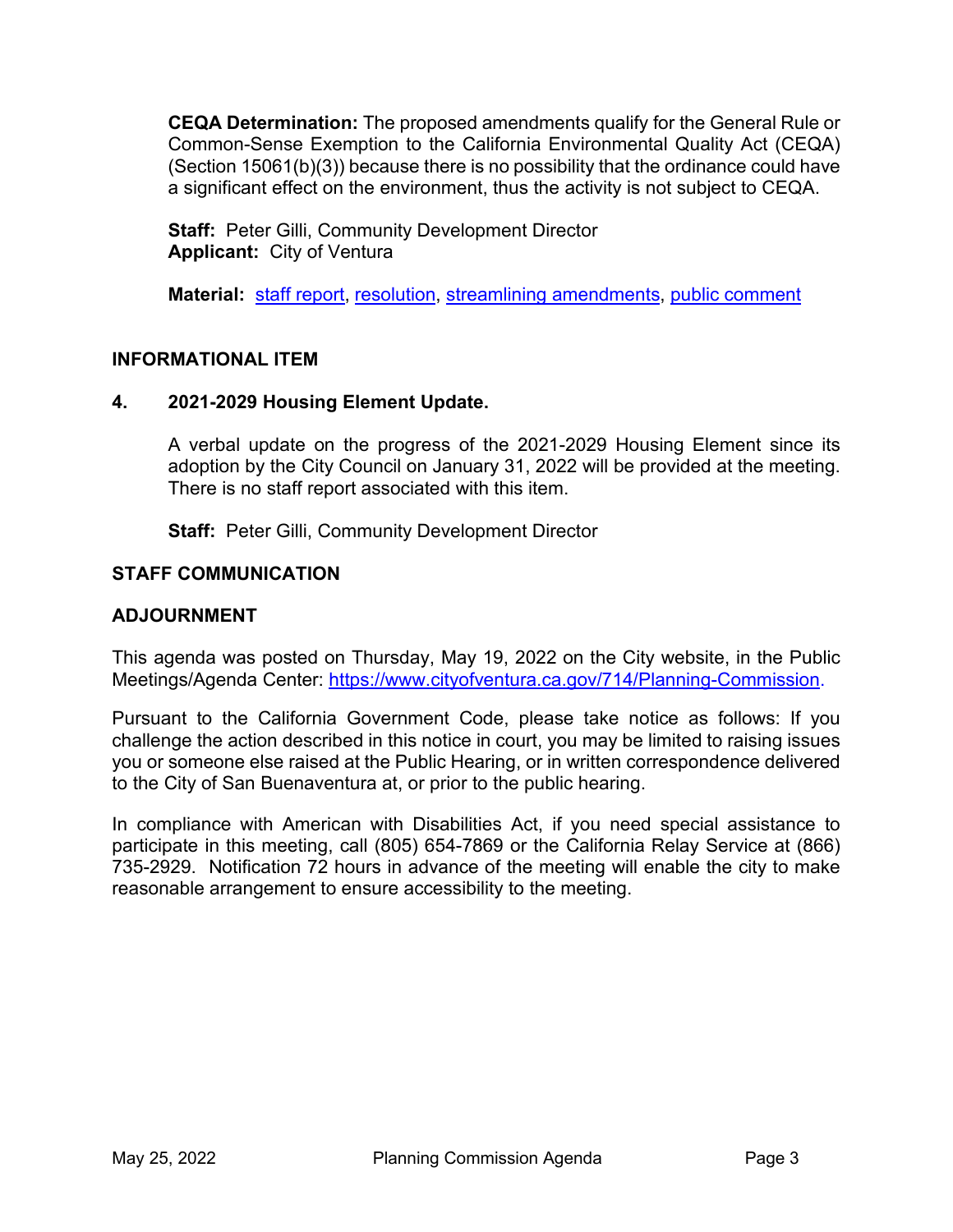**CEQA Determination:** The proposed amendments qualify for the General Rule or Common-Sense Exemption to the California Environmental Quality Act (CEQA) (Section 15061(b)(3)) because there is no possibility that the ordinance could have a significant effect on the environment, thus the activity is not subject to CEQA.

**Staff:** Peter Gilli, Community Development Director
**Applicant:** City of Ventura

**Material:** staff report, resolution, streamlining amendments, public comment

## INFORMATIONAL ITEM

**4. 2021-2029 Housing Element Update.**

A verbal update on the progress of the 2021-2029 Housing Element since its adoption by the City Council on January 31, 2022 will be provided at the meeting. There is no staff report associated with this item.

**Staff:** Peter Gilli, Community Development Director

## STAFF COMMUNICATION

## ADJOURNMENT

This agenda was posted on Thursday, May 19, 2022 on the City website, in the Public Meetings/Agenda Center: https://www.cityofventura.ca.gov/714/Planning-Commission.

Pursuant to the California Government Code, please take notice as follows: If you challenge the action described in this notice in court, you may be limited to raising issues you or someone else raised at the Public Hearing, or in written correspondence delivered to the City of San Buenaventura at, or prior to the public hearing.

In compliance with American with Disabilities Act, if you need special assistance to participate in this meeting, call (805) 654-7869 or the California Relay Service at (866) 735-2929. Notification 72 hours in advance of the meeting will enable the city to make reasonable arrangement to ensure accessibility to the meeting.